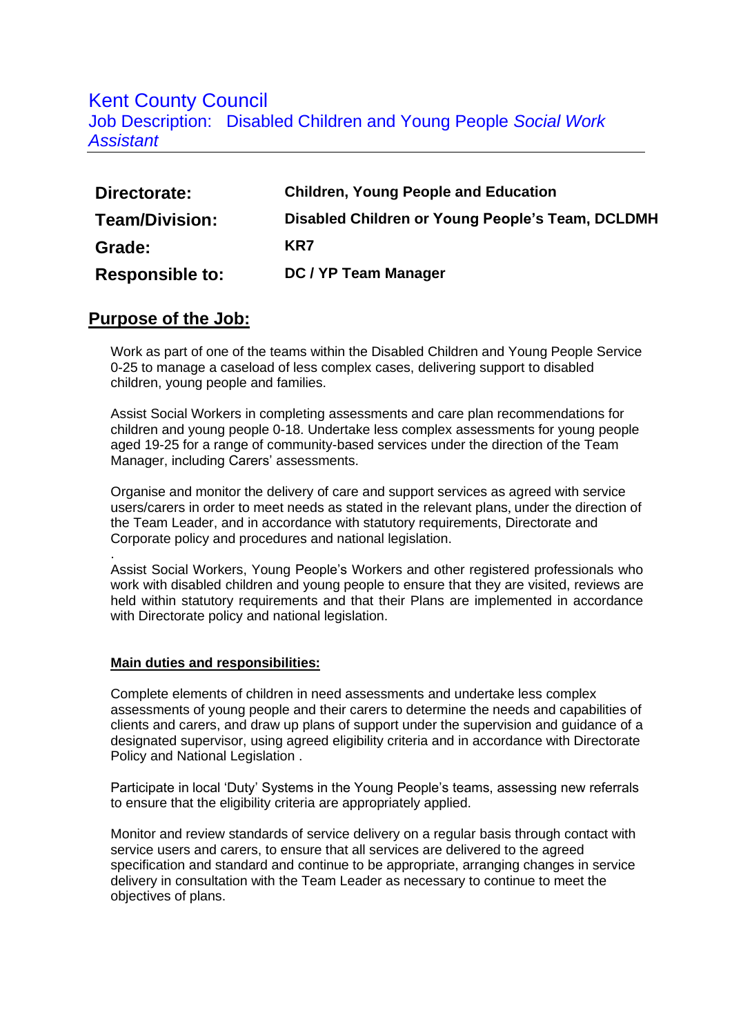# Kent County Council

## Job Description: Disabled Children and Young People *Social Work Assistant*

| | |
|---|---|
| **Directorate:** | **Children, Young People and Education** |
| **Team/Division:** | **Disabled Children or Young People's Team, DCLDMH** |
| **Grade:** | **KR7** |
| **Responsible to:** | **DC / YP Team Manager** |

## Purpose of the Job:

Work as part of one of the teams within the Disabled Children and Young People Service 0-25 to manage a caseload of less complex cases, delivering support to disabled children, young people and families.

Assist Social Workers in completing assessments and care plan recommendations for children and young people 0-18. Undertake less complex assessments for young people aged 19-25 for a range of community-based services under the direction of the Team Manager, including Carers' assessments.

Organise and monitor the delivery of care and support services as agreed with service users/carers in order to meet needs as stated in the relevant plans, under the direction of the Team Leader, and in accordance with statutory requirements, Directorate and Corporate policy and procedures and national legislation.

.
Assist Social Workers, Young People's Workers and other registered professionals who work with disabled children and young people to ensure that they are visited, reviews are held within statutory requirements and that their Plans are implemented in accordance with Directorate policy and national legislation.

**Main duties and responsibilities:**

Complete elements of children in need assessments and undertake less complex assessments of young people and their carers to determine the needs and capabilities of clients and carers, and draw up plans of support under the supervision and guidance of a designated supervisor, using agreed eligibility criteria and in accordance with Directorate Policy and National Legislation .

Participate in local 'Duty' Systems in the Young People's teams, assessing new referrals to ensure that the eligibility criteria are appropriately applied.

Monitor and review standards of service delivery on a regular basis through contact with service users and carers, to ensure that all services are delivered to the agreed specification and standard and continue to be appropriate, arranging changes in service delivery in consultation with the Team Leader as necessary to continue to meet the objectives of plans.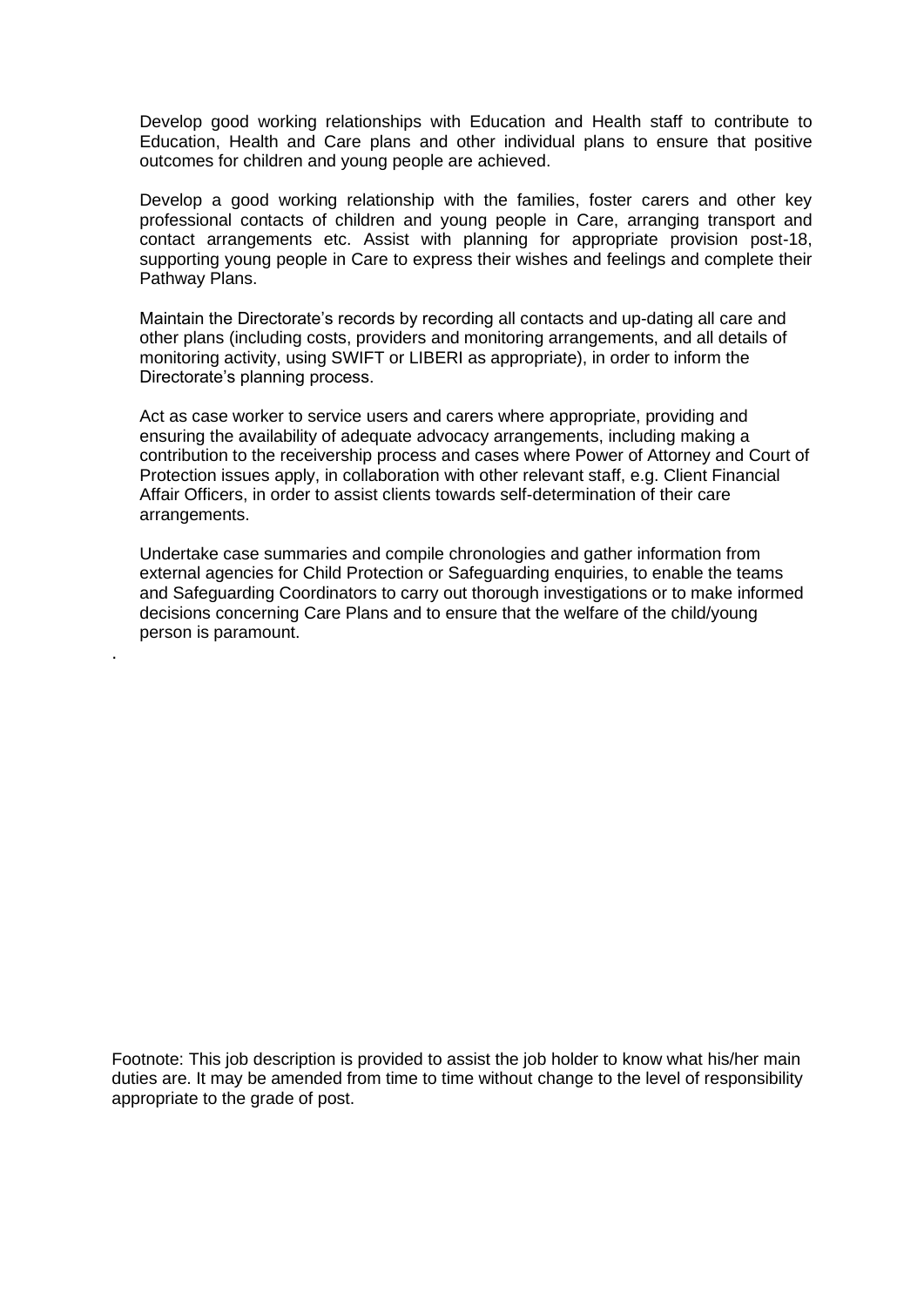Develop good working relationships with Education and Health staff to contribute to Education, Health and Care plans and other individual plans to ensure that positive outcomes for children and young people are achieved.

Develop a good working relationship with the families, foster carers and other key professional contacts of children and young people in Care, arranging transport and contact arrangements etc. Assist with planning for appropriate provision post-18, supporting young people in Care to express their wishes and feelings and complete their Pathway Plans.

Maintain the Directorate's records by recording all contacts and up-dating all care and other plans (including costs, providers and monitoring arrangements, and all details of monitoring activity, using SWIFT or LIBERI as appropriate), in order to inform the Directorate's planning process.

Act as case worker to service users and carers where appropriate, providing and ensuring the availability of adequate advocacy arrangements, including making a contribution to the receivership process and cases where Power of Attorney and Court of Protection issues apply, in collaboration with other relevant staff, e.g. Client Financial Affair Officers, in order to assist clients towards self-determination of their care arrangements.

Undertake case summaries and compile chronologies and gather information from external agencies for Child Protection or Safeguarding enquiries, to enable the teams and Safeguarding Coordinators to carry out thorough investigations or to make informed decisions concerning Care Plans and to ensure that the welfare of the child/young person is paramount.

.

Footnote: This job description is provided to assist the job holder to know what his/her main duties are. It may be amended from time to time without change to the level of responsibility appropriate to the grade of post.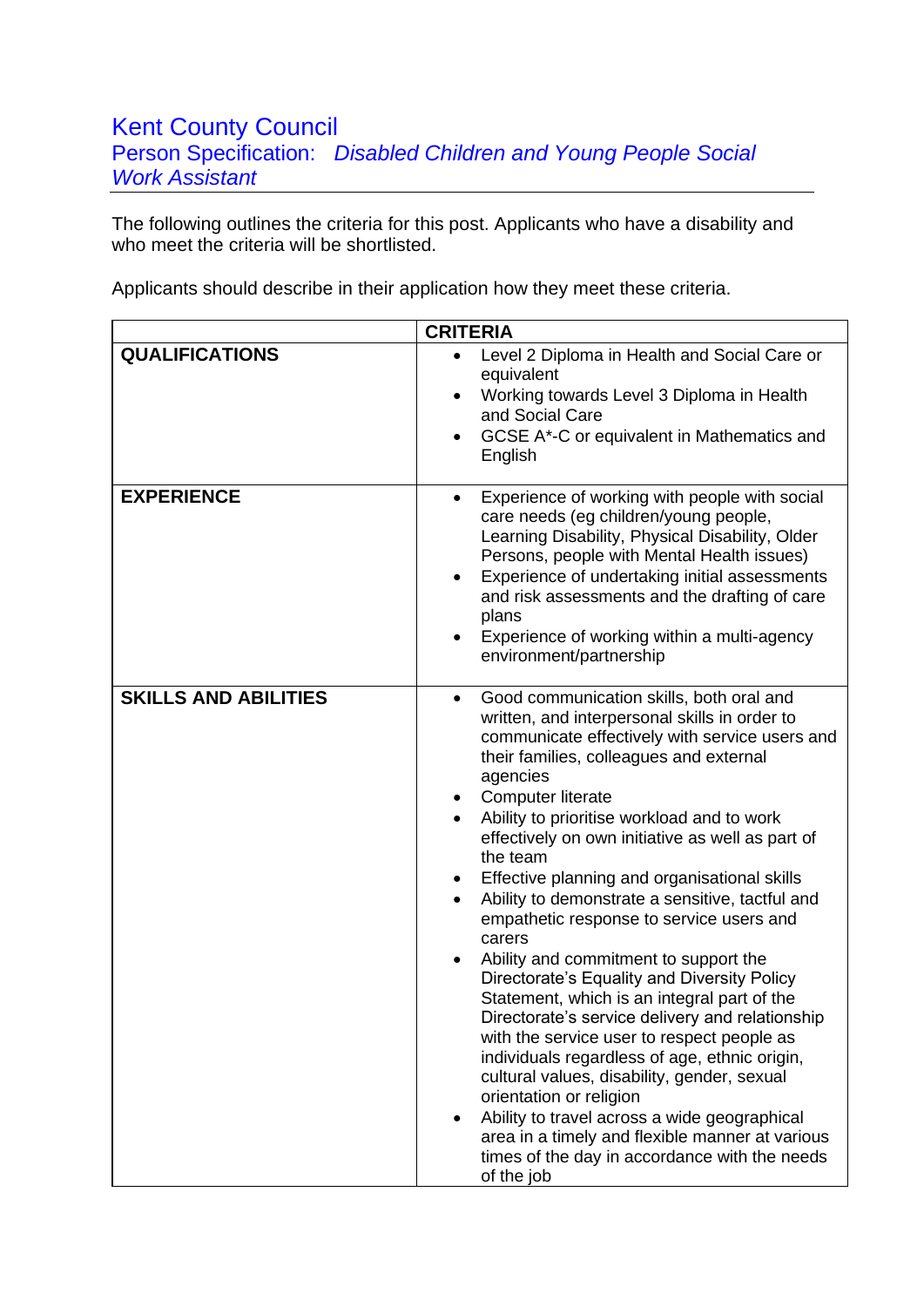# Kent County Council

## Person Specification: *Disabled Children and Young People Social Work Assistant*

The following outlines the criteria for this post. Applicants who have a disability and who meet the criteria will be shortlisted.

Applicants should describe in their application how they meet these criteria.

| | CRITERIA |
|---|---|
| **QUALIFICATIONS** | • Level 2 Diploma in Health and Social Care or equivalent<br>• Working towards Level 3 Diploma in Health and Social Care<br>• GCSE A*-C or equivalent in Mathematics and English |
| **EXPERIENCE** | • Experience of working with people with social care needs (eg children/young people, Learning Disability, Physical Disability, Older Persons, people with Mental Health issues)<br>• Experience of undertaking initial assessments and risk assessments and the drafting of care plans<br>• Experience of working within a multi-agency environment/partnership |
| **SKILLS AND ABILITIES** | • Good communication skills, both oral and written, and interpersonal skills in order to communicate effectively with service users and their families, colleagues and external agencies<br>• Computer literate<br>• Ability to prioritise workload and to work effectively on own initiative as well as part of the team<br>• Effective planning and organisational skills<br>• Ability to demonstrate a sensitive, tactful and empathetic response to service users and carers<br>• Ability and commitment to support the Directorate's Equality and Diversity Policy Statement, which is an integral part of the Directorate's service delivery and relationship with the service user to respect people as individuals regardless of age, ethnic origin, cultural values, disability, gender, sexual orientation or religion<br>• Ability to travel across a wide geographical area in a timely and flexible manner at various times of the day in accordance with the needs of the job |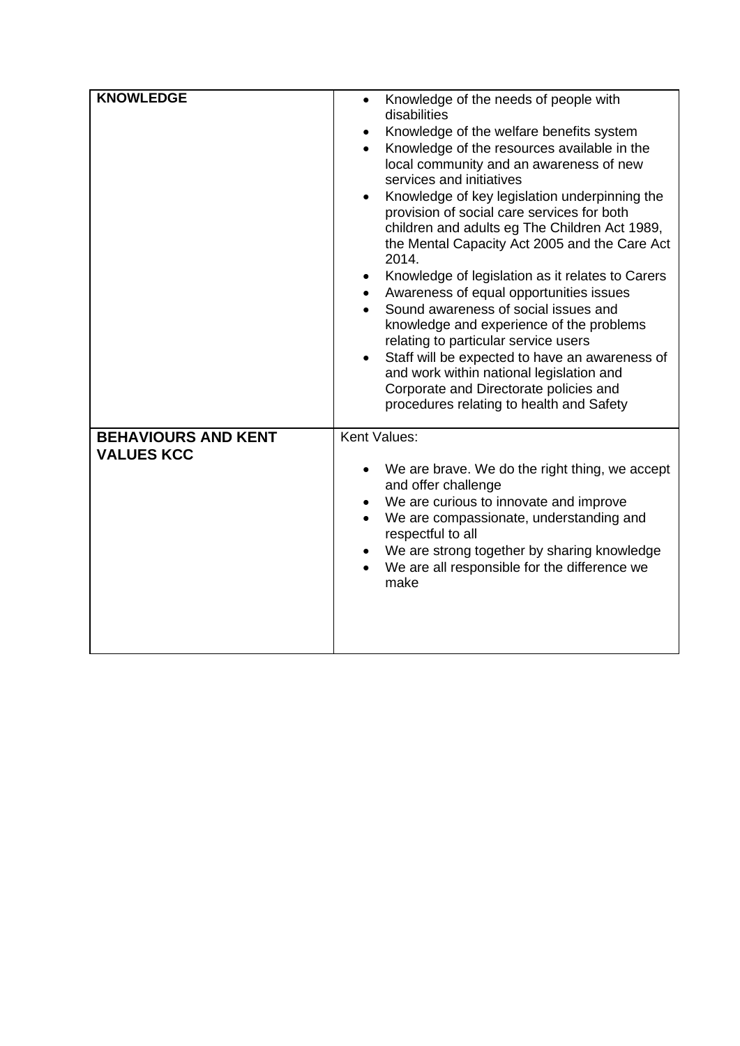| | |
|---|---|
| **KNOWLEDGE** | • Knowledge of the needs of people with disabilities<br>• Knowledge of the welfare benefits system<br>• Knowledge of the resources available in the local community and an awareness of new services and initiatives<br>• Knowledge of key legislation underpinning the provision of social care services for both children and adults eg The Children Act 1989, the Mental Capacity Act 2005 and the Care Act 2014.<br>• Knowledge of legislation as it relates to Carers<br>• Awareness of equal opportunities issues<br>• Sound awareness of social issues and knowledge and experience of the problems relating to particular service users<br>• Staff will be expected to have an awareness of and work within national legislation and Corporate and Directorate policies and procedures relating to health and Safety |
| **BEHAVIOURS AND KENT VALUES KCC** | Kent Values:<br><br>• We are brave. We do the right thing, we accept and offer challenge<br>• We are curious to innovate and improve<br>• We are compassionate, understanding and respectful to all<br>• We are strong together by sharing knowledge<br>• We are all responsible for the difference we make |